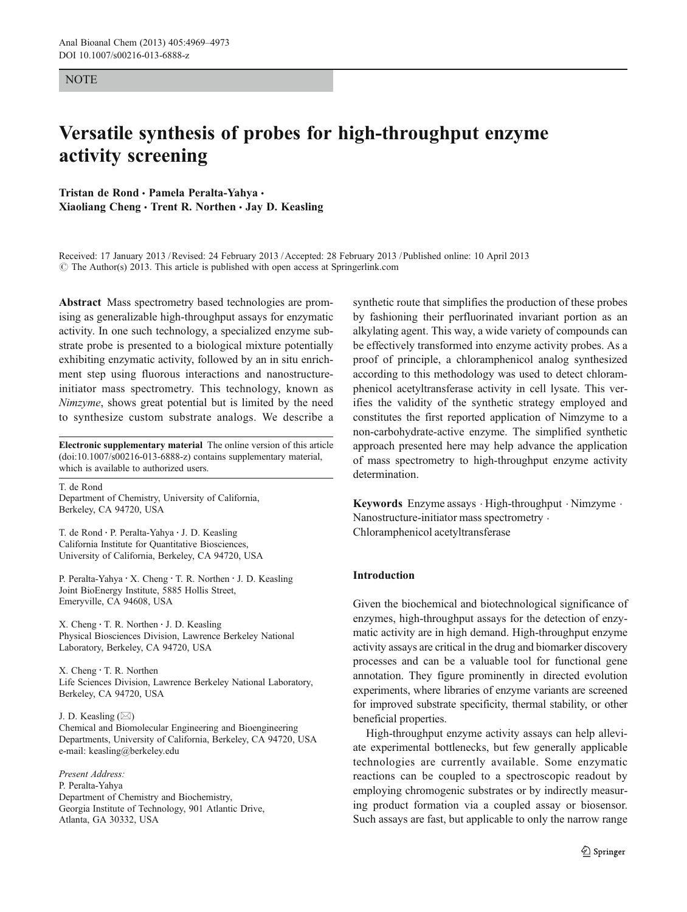NOTE

# Versatile synthesis of probes for high-throughput enzyme activity screening

**Tristan de Rond · Pamela Peralta-Yahya · Xiaoliang Cheng · Trent R. Northen · Jay D. Keasling**

Received: 17 January 2013 / Revised: 24 February 2013 / Accepted: 28 February 2013 / Published online: 10 April 2013
© The Author(s) 2013. This article is published with open access at Springerlink.com

**Abstract** Mass spectrometry based technologies are promising as generalizable high-throughput assays for enzymatic activity. In one such technology, a specialized enzyme substrate probe is presented to a biological mixture potentially exhibiting enzymatic activity, followed by an in situ enrichment step using fluorous interactions and nanostructure-initiator mass spectrometry. This technology, known as *Nimzyme*, shows great potential but is limited by the need to synthesize custom substrate analogs. We describe a synthetic route that simplifies the production of these probes by fashioning their perfluorinated invariant portion as an alkylating agent. This way, a wide variety of compounds can be effectively transformed into enzyme activity probes. As a proof of principle, a chloramphenicol analog synthesized according to this methodology was used to detect chloramphenicol acetyltransferase activity in cell lysate. This verifies the validity of the synthetic strategy employed and constitutes the first reported application of Nimzyme to a non-carbohydrate-active enzyme. The simplified synthetic approach presented here may help advance the application of mass spectrometry to high-throughput enzyme activity determination.

**Keywords** Enzyme assays · High-throughput · Nimzyme · Nanostructure-initiator mass spectrometry · Chloramphenicol acetyltransferase

**Electronic supplementary material** The online version of this article (doi:10.1007/s00216-013-6888-z) contains supplementary material, which is available to authorized users.

T. de Rond
Department of Chemistry, University of California, Berkeley, CA 94720, USA

T. de Rond · P. Peralta-Yahya · J. D. Keasling
California Institute for Quantitative Biosciences, University of California, Berkeley, CA 94720, USA

P. Peralta-Yahya · X. Cheng · T. R. Northen · J. D. Keasling
Joint BioEnergy Institute, 5885 Hollis Street, Emeryville, CA 94608, USA

X. Cheng · T. R. Northen · J. D. Keasling
Physical Biosciences Division, Lawrence Berkeley National Laboratory, Berkeley, CA 94720, USA

X. Cheng · T. R. Northen
Life Sciences Division, Lawrence Berkeley National Laboratory, Berkeley, CA 94720, USA

J. D. Keasling (✉)
Chemical and Biomolecular Engineering and Bioengineering Departments, University of California, Berkeley, CA 94720, USA
e-mail: keasling@berkeley.edu

*Present Address:*
P. Peralta-Yahya
Department of Chemistry and Biochemistry, Georgia Institute of Technology, 901 Atlantic Drive, Atlanta, GA 30332, USA

## Introduction

Given the biochemical and biotechnological significance of enzymes, high-throughput assays for the detection of enzymatic activity are in high demand. High-throughput enzyme activity assays are critical in the drug and biomarker discovery processes and can be a valuable tool for functional gene annotation. They figure prominently in directed evolution experiments, where libraries of enzyme variants are screened for improved substrate specificity, thermal stability, or other beneficial properties.

High-throughput enzyme activity assays can help alleviate experimental bottlenecks, but few generally applicable technologies are currently available. Some enzymatic reactions can be coupled to a spectroscopic readout by employing chromogenic substrates or by indirectly measuring product formation via a coupled assay or biosensor. Such assays are fast, but applicable to only the narrow range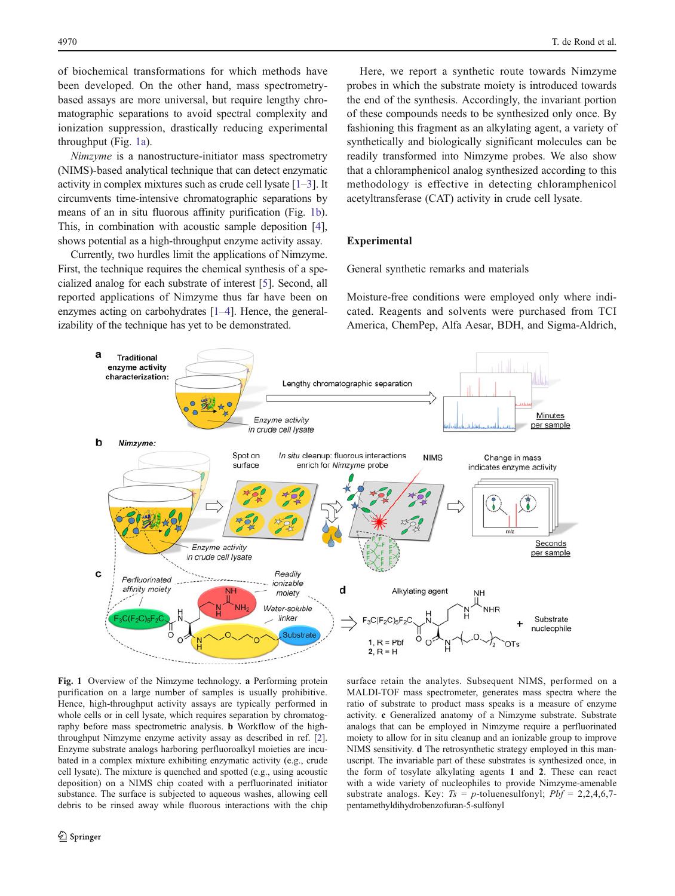of biochemical transformations for which methods have been developed. On the other hand, mass spectrometry-based assays are more universal, but require lengthy chromatographic separations to avoid spectral complexity and ionization suppression, drastically reducing experimental throughput (Fig. 1a).

*Nimzyme* is a nanostructure-initiator mass spectrometry (NIMS)-based analytical technique that can detect enzymatic activity in complex mixtures such as crude cell lysate [1–3]. It circumvents time-intensive chromatographic separations by means of an in situ fluorous affinity purification (Fig. 1b). This, in combination with acoustic sample deposition [4], shows potential as a high-throughput enzyme activity assay.

Currently, two hurdles limit the applications of Nimzyme. First, the technique requires the chemical synthesis of a specialized analog for each substrate of interest [5]. Second, all reported applications of Nimzyme thus far have been on enzymes acting on carbohydrates [1–4]. Hence, the generalizability of the technique has yet to be demonstrated.

Here, we report a synthetic route towards Nimzyme probes in which the substrate moiety is introduced towards the end of the synthesis. Accordingly, the invariant portion of these compounds needs to be synthesized only once. By fashioning this fragment as an alkylating agent, a variety of synthetically and biologically significant molecules can be readily transformed into Nimzyme probes. We also show that a chloramphenicol analog synthesized according to this methodology is effective in detecting chloramphenicol acetyltransferase (CAT) activity in crude cell lysate.

## Experimental

### General synthetic remarks and materials

Moisture-free conditions were employed only where indicated. Reagents and solvents were purchased from TCI America, ChemPep, Alfa Aesar, BDH, and Sigma-Aldrich,

**Fig. 1** Overview of the Nimzyme technology. **a** Performing protein purification on a large number of samples is usually prohibitive. Hence, high-throughput activity assays are typically performed in whole cells or in cell lysate, which requires separation by chromatography before mass spectrometric analysis. **b** Workflow of the high-throughput Nimzyme enzyme activity assay as described in ref. [2]. Enzyme substrate analogs harboring perfluoroalkyl moieties are incubated in a complex mixture exhibiting enzymatic activity (e.g., crude cell lysate). The mixture is quenched and spotted (e.g., using acoustic deposition) on a NIMS chip coated with a perfluorinated initiator substance. The surface is subjected to aqueous washes, allowing cell debris to be rinsed away while fluorous interactions with the chip surface retain the analytes. Subsequent NIMS, performed on a MALDI-TOF mass spectrometer, generates mass spectra where the ratio of substrate to product mass speaks is a measure of enzyme activity. **c** Generalized anatomy of a Nimzyme substrate. Substrate analogs that can be employed in Nimzyme require a perfluorinated moiety to allow for in situ cleanup and an ionizable group to improve NIMS sensitivity. **d** The retrosynthetic strategy employed in this manuscript. The invariable part of these substrates is synthesized once, in the form of tosylate alkylating agents **1** and **2**. These can react with a wide variety of nucleophiles to provide Nimzyme-amenable substrate analogs. Key: *Ts* = *p*-toluenesulfonyl; *Pbf* = 2,2,4,6,7-pentamethyldihydrobenzofuran-5-sulfonyl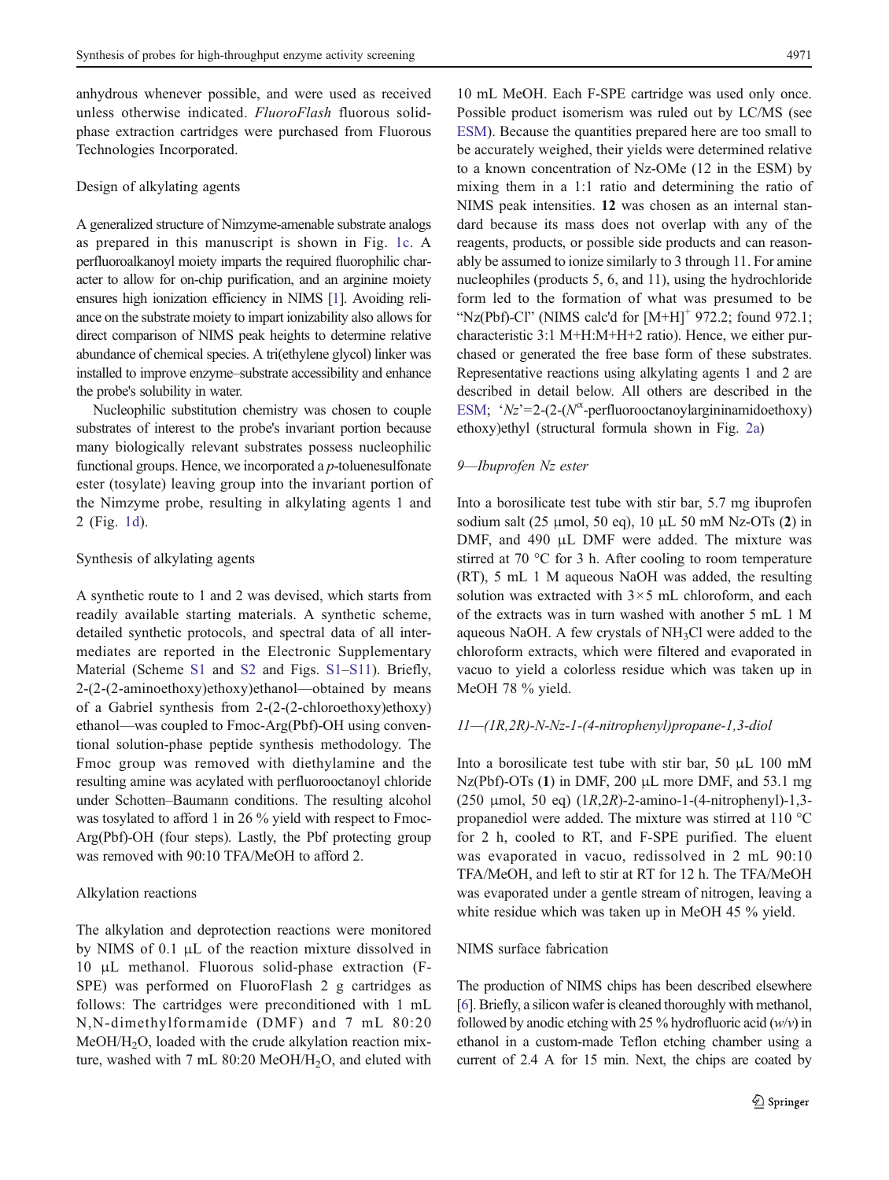anhydrous whenever possible, and were used as received unless otherwise indicated. *FluoroFlash* fluorous solid-phase extraction cartridges were purchased from Fluorous Technologies Incorporated.

## Design of alkylating agents

A generalized structure of Nimzyme-amenable substrate analogs as prepared in this manuscript is shown in Fig. 1c. A perfluoroalkanoyl moiety imparts the required fluorophilic character to allow for on-chip purification, and an arginine moiety ensures high ionization efficiency in NIMS [1]. Avoiding reliance on the substrate moiety to impart ionizability also allows for direct comparison of NIMS peak heights to determine relative abundance of chemical species. A tri(ethylene glycol) linker was installed to improve enzyme–substrate accessibility and enhance the probe's solubility in water.

Nucleophilic substitution chemistry was chosen to couple substrates of interest to the probe's invariant portion because many biologically relevant substrates possess nucleophilic functional groups. Hence, we incorporated a *p*-toluenesulfonate ester (tosylate) leaving group into the invariant portion of the Nimzyme probe, resulting in alkylating agents 1 and 2 (Fig. 1d).

## Synthesis of alkylating agents

A synthetic route to 1 and 2 was devised, which starts from readily available starting materials. A synthetic scheme, detailed synthetic protocols, and spectral data of all intermediates are reported in the Electronic Supplementary Material (Scheme S1 and S2 and Figs. S1–S11). Briefly, 2-(2-(2-aminoethoxy)ethoxy)ethanol—obtained by means of a Gabriel synthesis from 2-(2-(2-chloroethoxy)ethoxy) ethanol—was coupled to Fmoc-Arg(Pbf)-OH using conventional solution-phase peptide synthesis methodology. The Fmoc group was removed with diethylamine and the resulting amine was acylated with perfluorooctanoyl chloride under Schotten–Baumann conditions. The resulting alcohol was tosylated to afford 1 in 26 % yield with respect to Fmoc-Arg(Pbf)-OH (four steps). Lastly, the Pbf protecting group was removed with 90:10 TFA/MeOH to afford 2.

## Alkylation reactions

The alkylation and deprotection reactions were monitored by NIMS of 0.1 μL of the reaction mixture dissolved in 10 μL methanol. Fluorous solid-phase extraction (F-SPE) was performed on FluoroFlash 2 g cartridges as follows: The cartridges were preconditioned with 1 mL N,N-dimethylformamide (DMF) and 7 mL 80:20 MeOH/$H_2O$, loaded with the crude alkylation reaction mixture, washed with 7 mL 80:20 MeOH/$H_2O$, and eluted with 10 mL MeOH. Each F-SPE cartridge was used only once. Possible product isomerism was ruled out by LC/MS (see ESM). Because the quantities prepared here are too small to be accurately weighed, their yields were determined relative to a known concentration of Nz-OMe (12 in the ESM) by mixing them in a 1:1 ratio and determining the ratio of NIMS peak intensities. **12** was chosen as an internal standard because its mass does not overlap with any of the reagents, products, or possible side products and can reasonably be assumed to ionize similarly to 3 through 11. For amine nucleophiles (products 5, 6, and 11), using the hydrochloride form led to the formation of what was presumed to be "Nz(Pbf)-Cl" (NIMS calc'd for $[M+H]^+$ 972.2; found 972.1; characteristic 3:1 M+H:M+H+2 ratio). Hence, we either purchased or generated the free base form of these substrates. Representative reactions using alkylating agents 1 and 2 are described in detail below. All others are described in the ESM; '*Nz*'=2-(2-($N^{\alpha}$-perfluorooctanoylargininamidoethoxy) ethoxy)ethyl (structural formula shown in Fig. 2a)

### *9—Ibuprofen Nz ester*

Into a borosilicate test tube with stir bar, 5.7 mg ibuprofen sodium salt (25 μmol, 50 eq), 10 μL 50 mM Nz-OTs (**2**) in DMF, and 490 μL DMF were added. The mixture was stirred at 70 °C for 3 h. After cooling to room temperature (RT), 5 mL 1 M aqueous NaOH was added, the resulting solution was extracted with 3×5 mL chloroform, and each of the extracts was in turn washed with another 5 mL 1 M aqueous NaOH. A few crystals of $NH_3Cl$ were added to the chloroform extracts, which were filtered and evaporated in vacuo to yield a colorless residue which was taken up in MeOH 78 % yield.

### *11—(1R,2R)-N-Nz-1-(4-nitrophenyl)propane-1,3-diol*

Into a borosilicate test tube with stir bar, 50 μL 100 mM Nz(Pbf)-OTs (**1**) in DMF, 200 μL more DMF, and 53.1 mg (250 μmol, 50 eq) (1*R*,2*R*)-2-amino-1-(4-nitrophenyl)-1,3-propanediol were added. The mixture was stirred at 110 °C for 2 h, cooled to RT, and F-SPE purified. The eluent was evaporated in vacuo, redissolved in 2 mL 90:10 TFA/MeOH, and left to stir at RT for 12 h. The TFA/MeOH was evaporated under a gentle stream of nitrogen, leaving a white residue which was taken up in MeOH 45 % yield.

## NIMS surface fabrication

The production of NIMS chips has been described elsewhere [6]. Briefly, a silicon wafer is cleaned thoroughly with methanol, followed by anodic etching with 25 % hydrofluoric acid (*w*/*v*) in ethanol in a custom-made Teflon etching chamber using a current of 2.4 A for 15 min. Next, the chips are coated by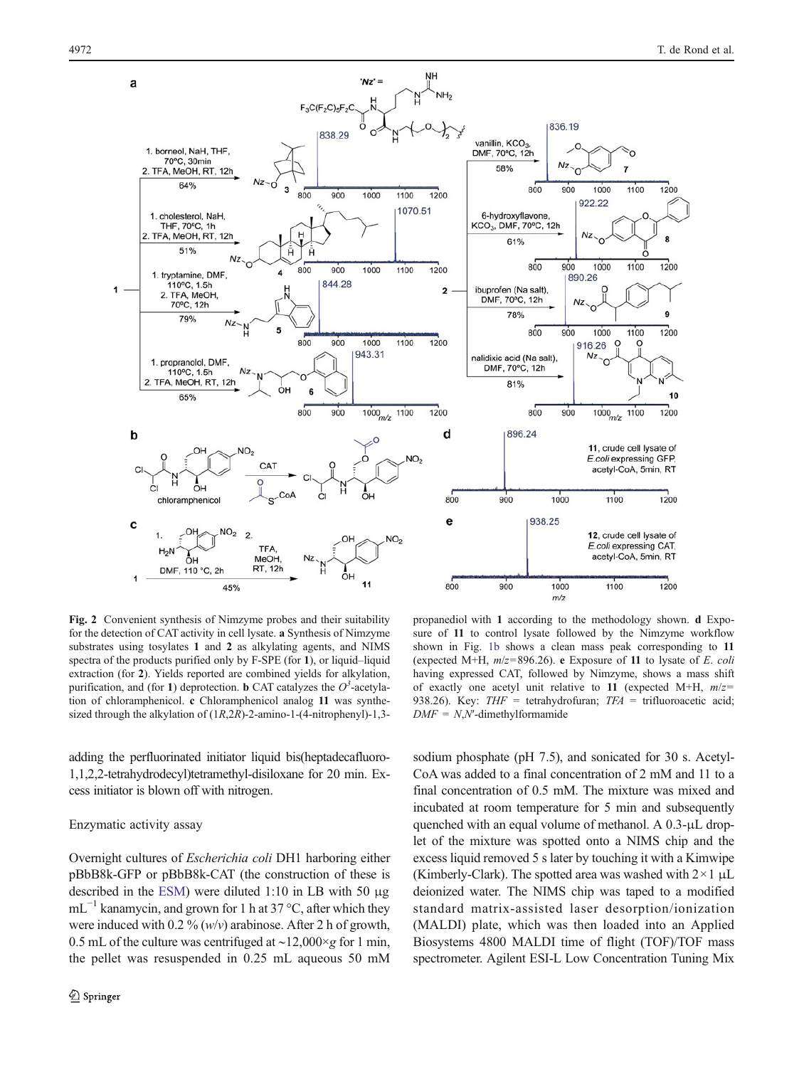**Fig. 2** Convenient synthesis of Nimzyme probes and their suitability for the detection of CAT activity in cell lysate. **a** Synthesis of Nimzyme substrates using tosylates **1** and **2** as alkylating agents, and NIMS spectra of the products purified only by F-SPE (for **1**), or liquid–liquid extraction (for **2**). Yields reported are combined yields for alkylation, purification, and (for **1**) deprotection. **b** CAT catalyzes the $O^3$-acetylation of chloramphenicol. **c** Chloramphenicol analog **11** was synthesized through the alkylation of (1*R*,2*R*)-2-amino-1-(4-nitrophenyl)-1,3-propanediol with **1** according to the methodology shown. **d** Exposure of **11** to control lysate followed by the Nimzyme workflow shown in Fig. 1b shows a clean mass peak corresponding to **11** (expected M+H, $m/z$=896.26). **e** Exposure of **11** to lysate of *E. coli* having expressed CAT, followed by Nimzyme, shows a mass shift of exactly one acetyl unit relative to **11** (expected M+H, $m/z$= 938.26). Key: *THF* = tetrahydrofuran; *TFA* = trifluoroacetic acid; *DMF* = *N*,*N*'-dimethylformamide

adding the perfluorinated initiator liquid bis(heptadecafluoro-1,1,2,2-tetrahydrodecyl)tetramethyl-disiloxane for 20 min. Excess initiator is blown off with nitrogen.

### Enzymatic activity assay

Overnight cultures of *Escherichia coli* DH1 harboring either pBbB8k-GFP or pBbB8k-CAT (the construction of these is described in the ESM) were diluted 1:10 in LB with 50 μg $mL^{-1}$ kanamycin, and grown for 1 h at 37 °C, after which they were induced with 0.2 % (*w*/*v*) arabinose. After 2 h of growth, 0.5 mL of the culture was centrifuged at ~12,000×*g* for 1 min, the pellet was resuspended in 0.25 mL aqueous 50 mM sodium phosphate (pH 7.5), and sonicated for 30 s. Acetyl-CoA was added to a final concentration of 2 mM and 11 to a final concentration of 0.5 mM. The mixture was mixed and incubated at room temperature for 5 min and subsequently quenched with an equal volume of methanol. A 0.3-μL droplet of the mixture was spotted onto a NIMS chip and the excess liquid removed 5 s later by touching it with a Kimwipe (Kimberly-Clark). The spotted area was washed with 2×1 μL deionized water. The NIMS chip was taped to a modified standard matrix-assisted laser desorption/ionization (MALDI) plate, which was then loaded into an Applied Biosystems 4800 MALDI time of flight (TOF)/TOF mass spectrometer. Agilent ESI-L Low Concentration Tuning Mix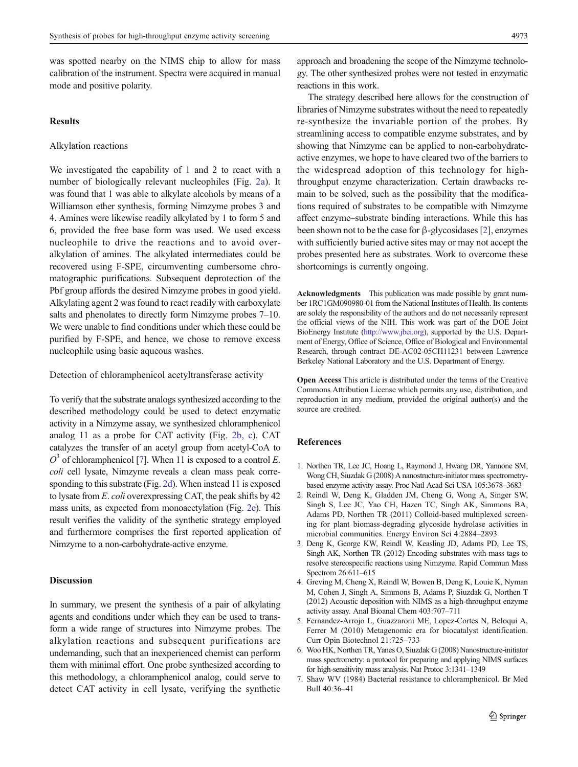was spotted nearby on the NIMS chip to allow for mass calibration of the instrument. Spectra were acquired in manual mode and positive polarity.

## Results

### Alkylation reactions

We investigated the capability of 1 and 2 to react with a number of biologically relevant nucleophiles (Fig. 2a). It was found that 1 was able to alkylate alcohols by means of a Williamson ether synthesis, forming Nimzyme probes 3 and 4. Amines were likewise readily alkylated by 1 to form 5 and 6, provided the free base form was used. We used excess nucleophile to drive the reactions and to avoid over-alkylation of amines. The alkylated intermediates could be recovered using F-SPE, circumventing cumbersome chromatographic purifications. Subsequent deprotection of the Pbf group affords the desired Nimzyme probes in good yield. Alkylating agent 2 was found to react readily with carboxylate salts and phenolates to directly form Nimzyme probes 7–10. We were unable to find conditions under which these could be purified by F-SPE, and hence, we chose to remove excess nucleophile using basic aqueous washes.

### Detection of chloramphenicol acetyltransferase activity

To verify that the substrate analogs synthesized according to the described methodology could be used to detect enzymatic activity in a Nimzyme assay, we synthesized chloramphenicol analog 11 as a probe for CAT activity (Fig. 2b, c). CAT catalyzes the transfer of an acetyl group from acetyl-CoA to $O^3$ of chloramphenicol [7]. When 11 is exposed to a control *E. coli* cell lysate, Nimzyme reveals a clean mass peak corresponding to this substrate (Fig. 2d). When instead 11 is exposed to lysate from *E. coli* overexpressing CAT, the peak shifts by 42 mass units, as expected from monoacetylation (Fig. 2e). This result verifies the validity of the synthetic strategy employed and furthermore comprises the first reported application of Nimzyme to a non-carbohydrate-active enzyme.

## Discussion

In summary, we present the synthesis of a pair of alkylating agents and conditions under which they can be used to transform a wide range of structures into Nimzyme probes. The alkylation reactions and subsequent purifications are undemanding, such that an inexperienced chemist can perform them with minimal effort. One probe synthesized according to this methodology, a chloramphenicol analog, could serve to detect CAT activity in cell lysate, verifying the synthetic approach and broadening the scope of the Nimzyme technology. The other synthesized probes were not tested in enzymatic reactions in this work.

The strategy described here allows for the construction of libraries of Nimzyme substrates without the need to repeatedly re-synthesize the invariable portion of the probes. By streamlining access to compatible enzyme substrates, and by showing that Nimzyme can be applied to non-carbohydrate-active enzymes, we hope to have cleared two of the barriers to the widespread adoption of this technology for high-throughput enzyme characterization. Certain drawbacks remain to be solved, such as the possibility that the modifications required of substrates to be compatible with Nimzyme affect enzyme–substrate binding interactions. While this has been shown not to be the case for β-glycosidases [2], enzymes with sufficiently buried active sites may or may not accept the probes presented here as substrates. Work to overcome these shortcomings is currently ongoing.

**Acknowledgments** This publication was made possible by grant number 1RC1GM090980-01 from the National Institutes of Health. Its contents are solely the responsibility of the authors and do not necessarily represent the official views of the NIH. This work was part of the DOE Joint BioEnergy Institute (http://www.jbei.org), supported by the U.S. Department of Energy, Office of Science, Office of Biological and Environmental Research, through contract DE-AC02-05CH11231 between Lawrence Berkeley National Laboratory and the U.S. Department of Energy.

**Open Access** This article is distributed under the terms of the Creative Commons Attribution License which permits any use, distribution, and reproduction in any medium, provided the original author(s) and the source are credited.

## References

1. Northen TR, Lee JC, Hoang L, Raymond J, Hwang DR, Yannone SM, Wong CH, Siuzdak G (2008) A nanostructure-initiator mass spectrometry-based enzyme activity assay. Proc Natl Acad Sci USA 105:3678–3683
2. Reindl W, Deng K, Gladden JM, Cheng G, Wong A, Singer SW, Singh S, Lee JC, Yao CH, Hazen TC, Singh AK, Simmons BA, Adams PD, Northen TR (2011) Colloid-based multiplexed screening for plant biomass-degrading glycoside hydrolase activities in microbial communities. Energy Environ Sci 4:2884–2893
3. Deng K, George KW, Reindl W, Keasling JD, Adams PD, Lee TS, Singh AK, Northen TR (2012) Encoding substrates with mass tags to resolve stereospecific reactions using Nimzyme. Rapid Commun Mass Spectrom 26:611–615
4. Greving M, Cheng X, Reindl W, Bowen B, Deng K, Louie K, Nyman M, Cohen J, Singh A, Simmons B, Adams P, Siuzdak G, Northen T (2012) Acoustic deposition with NIMS as a high-throughput enzyme activity assay. Anal Bioanal Chem 403:707–711
5. Fernandez-Arrojo L, Guazzaroni ME, Lopez-Cortes N, Beloqui A, Ferrer M (2010) Metagenomic era for biocatalyst identification. Curr Opin Biotechnol 21:725–733
6. Woo HK, Northen TR, Yanes O, Siuzdak G (2008) Nanostructure-initiator mass spectrometry: a protocol for preparing and applying NIMS surfaces for high-sensitivity mass analysis. Nat Protoc 3:1341–1349
7. Shaw WV (1984) Bacterial resistance to chloramphenicol. Br Med Bull 40:36–41